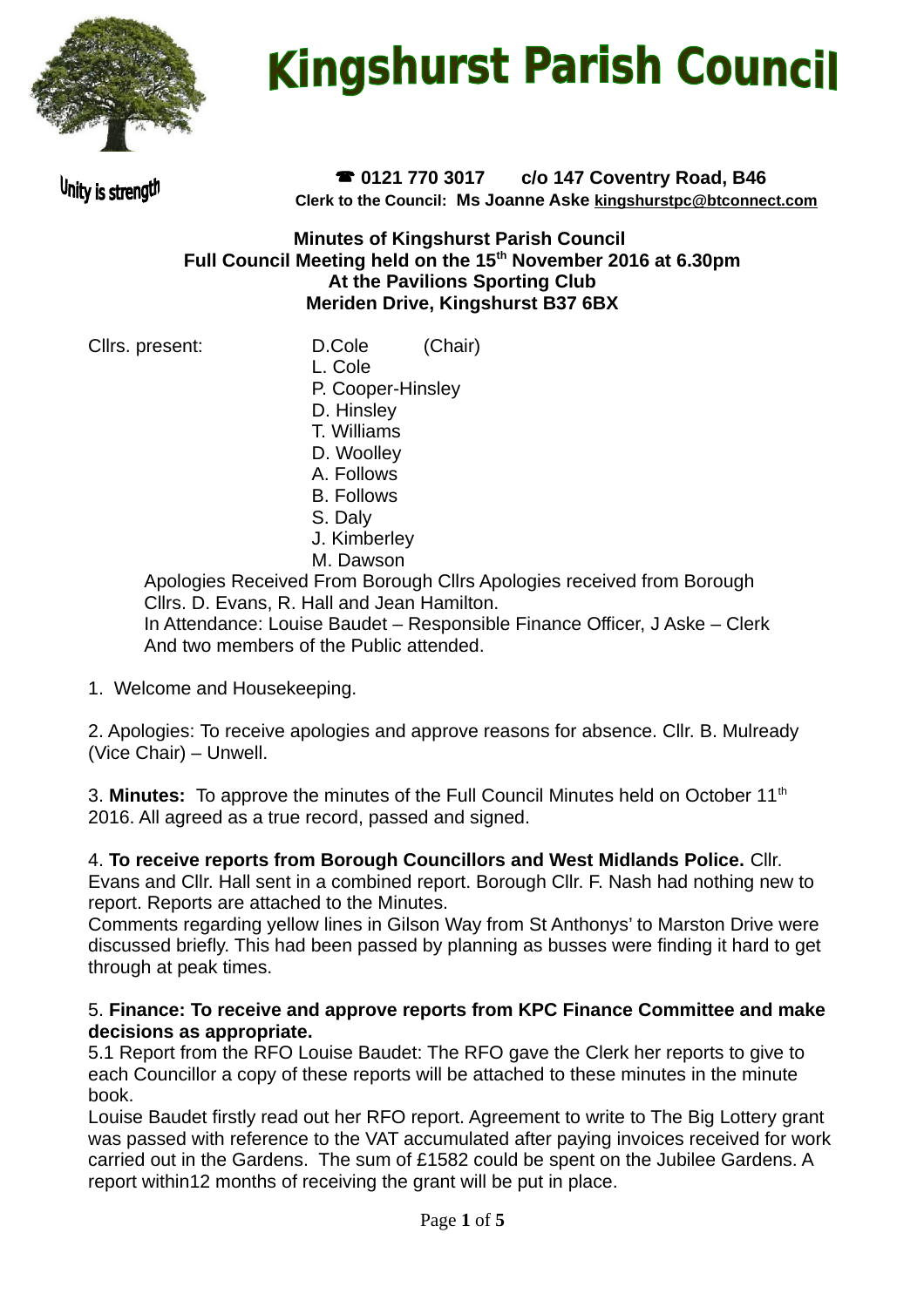# Kingshurst Parish Council

Unity is strength

☎ 0121 770 3017 c/o 147 Coventry Road, B46
**Clerk to the Council: Ms Joanne Aske kingshurstpc@btconnect.com**

**Minutes of Kingshurst Parish Council**
**Full Council Meeting held on the 15th November 2016 at 6.30pm**
**At the Pavilions Sporting Club**
**Meriden Drive, Kingshurst B37 6BX**

Cllrs. present: D.Cole (Chair)
L. Cole
P. Cooper-Hinsley
D. Hinsley
T. Williams
D. Woolley
A. Follows
B. Follows
S. Daly
J. Kimberley
M. Dawson

Apologies Received From Borough Cllrs Apologies received from Borough Cllrs. D. Evans, R. Hall and Jean Hamilton.
In Attendance: Louise Baudet – Responsible Finance Officer, J Aske – Clerk
And two members of the Public attended.

1. Welcome and Housekeeping.

2. Apologies: To receive apologies and approve reasons for absence. Cllr. B. Mulready (Vice Chair) – Unwell.

3. **Minutes:** To approve the minutes of the Full Council Minutes held on October 11th 2016. All agreed as a true record, passed and signed.

4. **To receive reports from Borough Councillors and West Midlands Police.** Cllr. Evans and Cllr. Hall sent in a combined report. Borough Cllr. F. Nash had nothing new to report. Reports are attached to the Minutes.
Comments regarding yellow lines in Gilson Way from St Anthonys' to Marston Drive were discussed briefly. This had been passed by planning as busses were finding it hard to get through at peak times.

5. **Finance: To receive and approve reports from KPC Finance Committee and make decisions as appropriate.**
5.1 Report from the RFO Louise Baudet: The RFO gave the Clerk her reports to give to each Councillor a copy of these reports will be attached to these minutes in the minute book.
Louise Baudet firstly read out her RFO report. Agreement to write to The Big Lottery grant was passed with reference to the VAT accumulated after paying invoices received for work carried out in the Gardens. The sum of £1582 could be spent on the Jubilee Gardens. A report within12 months of receiving the grant will be put in place.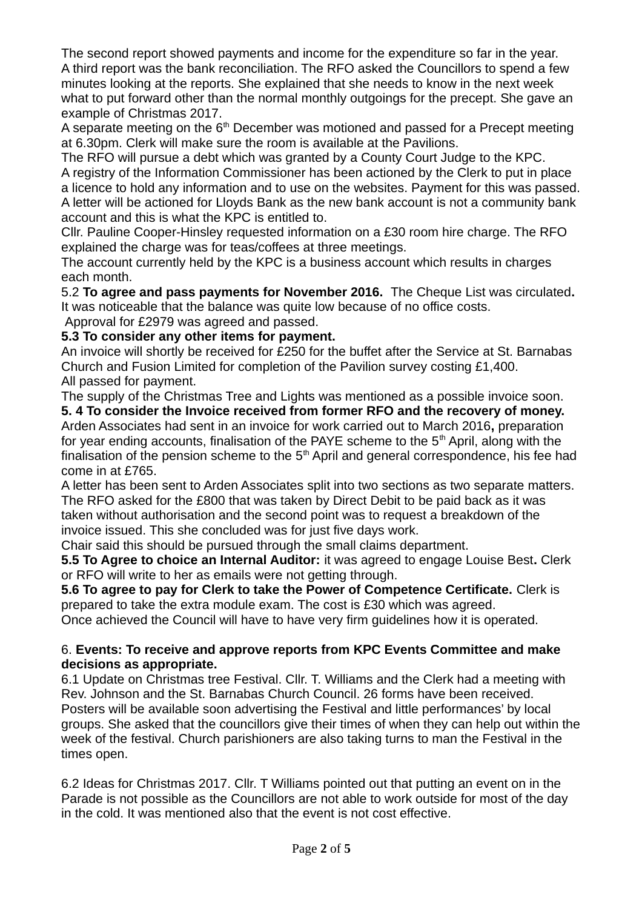The second report showed payments and income for the expenditure so far in the year. A third report was the bank reconciliation. The RFO asked the Councillors to spend a few minutes looking at the reports. She explained that she needs to know in the next week what to put forward other than the normal monthly outgoings for the precept. She gave an example of Christmas 2017.

A separate meeting on the 6th December was motioned and passed for a Precept meeting at 6.30pm. Clerk will make sure the room is available at the Pavilions.

The RFO will pursue a debt which was granted by a County Court Judge to the KPC.

A registry of the Information Commissioner has been actioned by the Clerk to put in place a licence to hold any information and to use on the websites. Payment for this was passed.

A letter will be actioned for Lloyds Bank as the new bank account is not a community bank account and this is what the KPC is entitled to.

Cllr. Pauline Cooper-Hinsley requested information on a £30 room hire charge. The RFO explained the charge was for teas/coffees at three meetings.

The account currently held by the KPC is a business account which results in charges each month.

5.2 **To agree and pass payments for November 2016.** The Cheque List was circulated**.** It was noticeable that the balance was quite low because of no office costs.

Approval for £2979 was agreed and passed.

**5.3 To consider any other items for payment.**

An invoice will shortly be received for £250 for the buffet after the Service at St. Barnabas Church and Fusion Limited for completion of the Pavilion survey costing £1,400.

All passed for payment.

The supply of the Christmas Tree and Lights was mentioned as a possible invoice soon.

**5. 4 To consider the Invoice received from former RFO and the recovery of money.**

Arden Associates had sent in an invoice for work carried out to March 2016**,** preparation for year ending accounts, finalisation of the PAYE scheme to the 5th April, along with the finalisation of the pension scheme to the 5th April and general correspondence, his fee had come in at £765.

A letter has been sent to Arden Associates split into two sections as two separate matters. The RFO asked for the £800 that was taken by Direct Debit to be paid back as it was taken without authorisation and the second point was to request a breakdown of the invoice issued. This she concluded was for just five days work.

Chair said this should be pursued through the small claims department.

**5.5 To Agree to choice an Internal Auditor:** it was agreed to engage Louise Best**.** Clerk or RFO will write to her as emails were not getting through.

**5.6 To agree to pay for Clerk to take the Power of Competence Certificate.** Clerk is prepared to take the extra module exam. The cost is £30 which was agreed.

Once achieved the Council will have to have very firm guidelines how it is operated.

6. **Events: To receive and approve reports from KPC Events Committee and make decisions as appropriate.**

6.1 Update on Christmas tree Festival. Cllr. T. Williams and the Clerk had a meeting with Rev. Johnson and the St. Barnabas Church Council. 26 forms have been received. Posters will be available soon advertising the Festival and little performances' by local groups. She asked that the councillors give their times of when they can help out within the week of the festival. Church parishioners are also taking turns to man the Festival in the times open.

6.2 Ideas for Christmas 2017. Cllr. T Williams pointed out that putting an event on in the Parade is not possible as the Councillors are not able to work outside for most of the day in the cold. It was mentioned also that the event is not cost effective.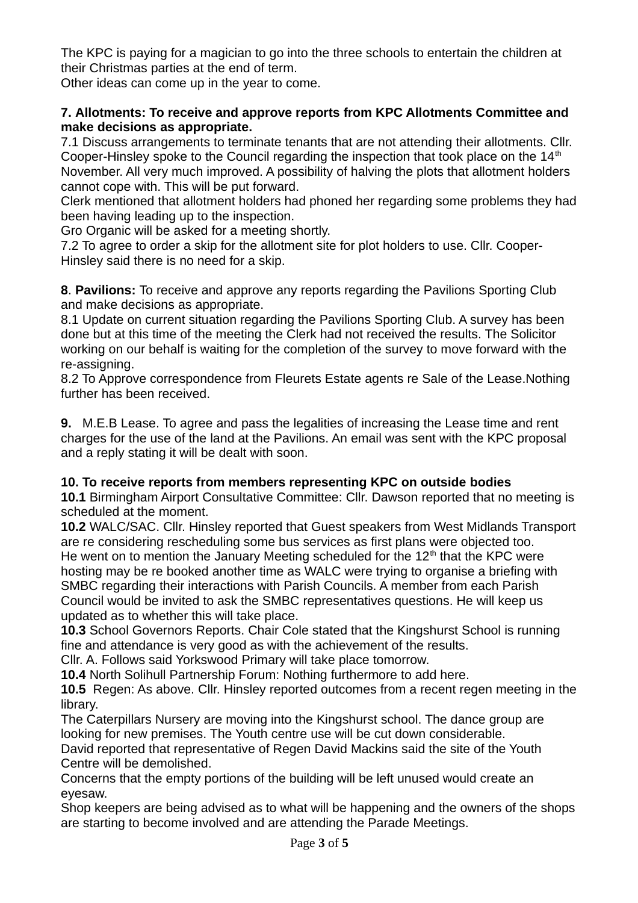The KPC is paying for a magician to go into the three schools to entertain the children at their Christmas parties at the end of term.
Other ideas can come up in the year to come.

**7. Allotments: To receive and approve reports from KPC Allotments Committee and make decisions as appropriate.**
7.1 Discuss arrangements to terminate tenants that are not attending their allotments. Cllr. Cooper-Hinsley spoke to the Council regarding the inspection that took place on the 14th November. All very much improved. A possibility of halving the plots that allotment holders cannot cope with. This will be put forward.
Clerk mentioned that allotment holders had phoned her regarding some problems they had been having leading up to the inspection.
Gro Organic will be asked for a meeting shortly.
7.2 To agree to order a skip for the allotment site for plot holders to use. Cllr. Cooper-Hinsley said there is no need for a skip.

**8**. **Pavilions:** To receive and approve any reports regarding the Pavilions Sporting Club and make decisions as appropriate.
8.1 Update on current situation regarding the Pavilions Sporting Club. A survey has been done but at this time of the meeting the Clerk had not received the results. The Solicitor working on our behalf is waiting for the completion of the survey to move forward with the re-assigning.
8.2 To Approve correspondence from Fleurets Estate agents re Sale of the Lease.Nothing further has been received.

**9.** M.E.B Lease. To agree and pass the legalities of increasing the Lease time and rent charges for the use of the land at the Pavilions. An email was sent with the KPC proposal and a reply stating it will be dealt with soon.

**10. To receive reports from members representing KPC on outside bodies**
**10.1** Birmingham Airport Consultative Committee: Cllr. Dawson reported that no meeting is scheduled at the moment.
**10.2** WALC/SAC. Cllr. Hinsley reported that Guest speakers from West Midlands Transport are re considering rescheduling some bus services as first plans were objected too.
He went on to mention the January Meeting scheduled for the 12th that the KPC were hosting may be re booked another time as WALC were trying to organise a briefing with SMBC regarding their interactions with Parish Councils. A member from each Parish Council would be invited to ask the SMBC representatives questions. He will keep us updated as to whether this will take place.
**10.3** School Governors Reports. Chair Cole stated that the Kingshurst School is running fine and attendance is very good as with the achievement of the results.
Cllr. A. Follows said Yorkswood Primary will take place tomorrow.
**10.4** North Solihull Partnership Forum: Nothing furthermore to add here.
**10.5** Regen: As above. Cllr. Hinsley reported outcomes from a recent regen meeting in the library.
The Caterpillars Nursery are moving into the Kingshurst school. The dance group are looking for new premises. The Youth centre use will be cut down considerable.
David reported that representative of Regen David Mackins said the site of the Youth Centre will be demolished.
Concerns that the empty portions of the building will be left unused would create an eyesaw.
Shop keepers are being advised as to what will be happening and the owners of the shops are starting to become involved and are attending the Parade Meetings.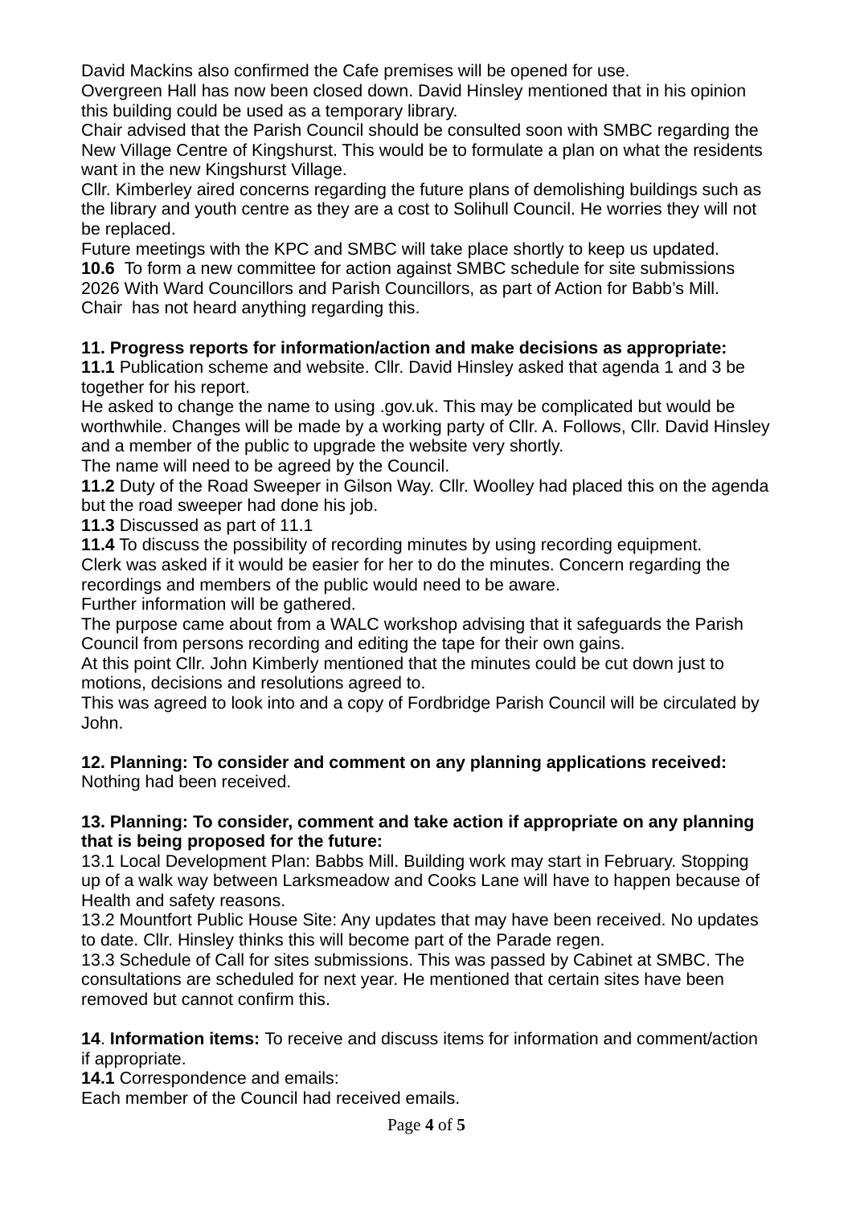David Mackins also confirmed the Cafe premises will be opened for use.
Overgreen Hall has now been closed down. David Hinsley mentioned that in his opinion this building could be used as a temporary library.
Chair advised that the Parish Council should be consulted soon with SMBC regarding the New Village Centre of Kingshurst. This would be to formulate a plan on what the residents want in the new Kingshurst Village.
Cllr. Kimberley aired concerns regarding the future plans of demolishing buildings such as the library and youth centre as they are a cost to Solihull Council. He worries they will not be replaced.
Future meetings with the KPC and SMBC will take place shortly to keep us updated.
**10.6** To form a new committee for action against SMBC schedule for site submissions 2026 With Ward Councillors and Parish Councillors, as part of Action for Babb's Mill.
Chair has not heard anything regarding this.

**11. Progress reports for information/action and make decisions as appropriate:**
**11.1** Publication scheme and website. Cllr. David Hinsley asked that agenda 1 and 3 be together for his report.
He asked to change the name to using .gov.uk. This may be complicated but would be worthwhile. Changes will be made by a working party of Cllr. A. Follows, Cllr. David Hinsley and a member of the public to upgrade the website very shortly.
The name will need to be agreed by the Council.
**11.2** Duty of the Road Sweeper in Gilson Way. Cllr. Woolley had placed this on the agenda but the road sweeper had done his job.
**11.3** Discussed as part of 11.1
**11.4** To discuss the possibility of recording minutes by using recording equipment.
Clerk was asked if it would be easier for her to do the minutes. Concern regarding the recordings and members of the public would need to be aware.
Further information will be gathered.
The purpose came about from a WALC workshop advising that it safeguards the Parish Council from persons recording and editing the tape for their own gains.
At this point Cllr. John Kimberly mentioned that the minutes could be cut down just to motions, decisions and resolutions agreed to.
This was agreed to look into and a copy of Fordbridge Parish Council will be circulated by John.

**12. Planning: To consider and comment on any planning applications received:**
Nothing had been received.

**13. Planning: To consider, comment and take action if appropriate on any planning that is being proposed for the future:**
13.1 Local Development Plan: Babbs Mill. Building work may start in February. Stopping up of a walk way between Larksmeadow and Cooks Lane will have to happen because of Health and safety reasons.
13.2 Mountfort Public House Site: Any updates that may have been received. No updates to date. Cllr. Hinsley thinks this will become part of the Parade regen.
13.3 Schedule of Call for sites submissions. This was passed by Cabinet at SMBC. The consultations are scheduled for next year. He mentioned that certain sites have been removed but cannot confirm this.

**14**. **Information items:** To receive and discuss items for information and comment/action if appropriate.
**14.1** Correspondence and emails:
Each member of the Council had received emails.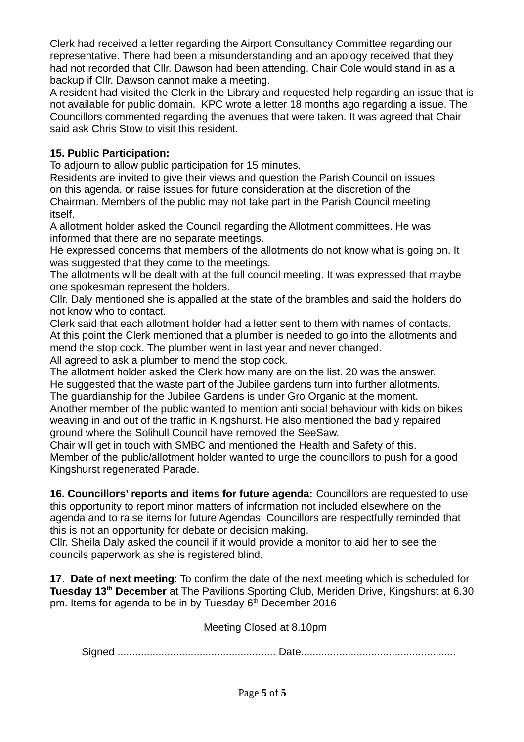Clerk had received a letter regarding the Airport Consultancy Committee regarding our representative. There had been a misunderstanding and an apology received that they had not recorded that Cllr. Dawson had been attending. Chair Cole would stand in as a backup if Cllr. Dawson cannot make a meeting.
A resident had visited the Clerk in the Library and requested help regarding an issue that is not available for public domain. KPC wrote a letter 18 months ago regarding a issue. The Councillors commented regarding the avenues that were taken. It was agreed that Chair said ask Chris Stow to visit this resident.

**15. Public Participation:**
To adjourn to allow public participation for 15 minutes.
Residents are invited to give their views and question the Parish Council on issues on this agenda, or raise issues for future consideration at the discretion of the Chairman. Members of the public may not take part in the Parish Council meeting itself.
A allotment holder asked the Council regarding the Allotment committees. He was informed that there are no separate meetings.
He expressed concerns that members of the allotments do not know what is going on. It was suggested that they come to the meetings.
The allotments will be dealt with at the full council meeting. It was expressed that maybe one spokesman represent the holders.
Cllr. Daly mentioned she is appalled at the state of the brambles and said the holders do not know who to contact.
Clerk said that each allotment holder had a letter sent to them with names of contacts.
At this point the Clerk mentioned that a plumber is needed to go into the allotments and mend the stop cock. The plumber went in last year and never changed.
All agreed to ask a plumber to mend the stop cock.
The allotment holder asked the Clerk how many are on the list. 20 was the answer.
He suggested that the waste part of the Jubilee gardens turn into further allotments.
The guardianship for the Jubilee Gardens is under Gro Organic at the moment.
Another member of the public wanted to mention anti social behaviour with kids on bikes weaving in and out of the traffic in Kingshurst. He also mentioned the badly repaired ground where the Solihull Council have removed the SeeSaw.
Chair will get in touch with SMBC and mentioned the Health and Safety of this.
Member of the public/allotment holder wanted to urge the councillors to push for a good Kingshurst regenerated Parade.

**16. Councillors' reports and items for future agenda:** Councillors are requested to use this opportunity to report minor matters of information not included elsewhere on the agenda and to raise items for future Agendas. Councillors are respectfully reminded that this is not an opportunity for debate or decision making.
Cllr. Sheila Daly asked the council if it would provide a monitor to aid her to see the councils paperwork as she is registered blind.

**17**. **Date of next meeting**: To confirm the date of the next meeting which is scheduled for **Tuesday 13th December** at The Pavilions Sporting Club, Meriden Drive, Kingshurst at 6.30 pm. Items for agenda to be in by Tuesday 6th December 2016

Meeting Closed at 8.10pm

Signed ..................................................... Date....................................................